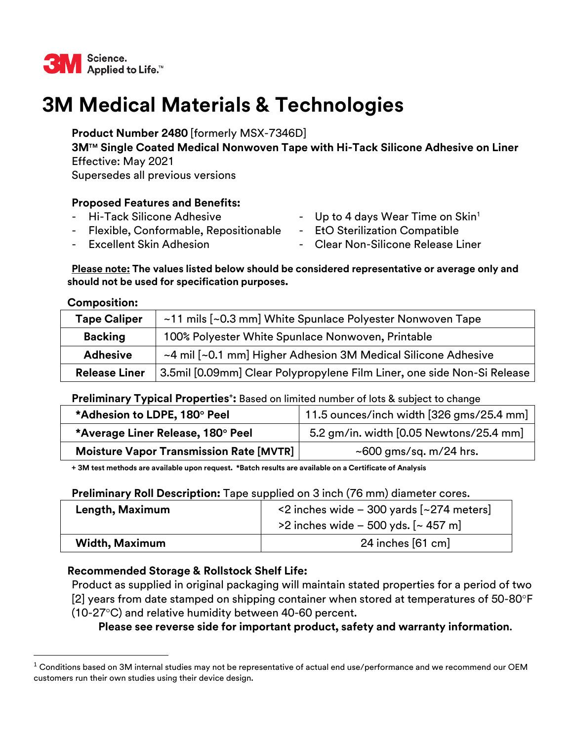3M Science. Applied to Life.™

# 3M Medical Materials & Technologies

**Product Number 2480** [formerly MSX-7346D]
**3M™ Single Coated Medical Nonwoven Tape with Hi-Tack Silicone Adhesive on Liner**
Effective: May 2021
Supersedes all previous versions

**Proposed Features and Benefits:**

- Hi-Tack Silicone Adhesive
- Flexible, Conformable, Repositionable
- Excellent Skin Adhesion
- Up to 4 days Wear Time on Skin[1]
- EtO Sterilization Compatible
- Clear Non-Silicone Release Liner

**Please note: The values listed below should be considered representative or average only and should not be used for specification purposes.**

**Composition:**

| | |
|---|---|
| **Tape Caliper** | ~11 mils [~0.3 mm] White Spunlace Polyester Nonwoven Tape |
| **Backing** | 100% Polyester White Spunlace Nonwoven, Printable |
| **Adhesive** | ~4 mil [~0.1 mm] Higher Adhesion 3M Medical Silicone Adhesive |
| **Release Liner** | 3.5mil [0.09mm] Clear Polypropylene Film Liner, one side Non-Si Release |

**Preliminary Typical Properties⁺:** Based on limited number of lots & subject to change

| | |
|---|---|
| ***Adhesion to LDPE, 180° Peel** | 11.5 ounces/inch width [326 gms/25.4 mm] |
| ***Average Liner Release, 180° Peel** | 5.2 gm/in. width [0.05 Newtons/25.4 mm] |
| **Moisture Vapor Transmission Rate [MVTR]** | ~600 gms/sq. m/24 hrs. |

**+ 3M test methods are available upon request. *Batch results are available on a Certificate of Analysis**

**Preliminary Roll Description:** Tape supplied on 3 inch (76 mm) diameter cores.

| | |
|---|---|
| **Length, Maximum** | <2 inches wide – 300 yards [~274 meters]<br>>2 inches wide – 500 yds. [~ 457 m] |
| **Width, Maximum** | 24 inches [61 cm] |

**Recommended Storage & Rollstock Shelf Life:**

Product as supplied in original packaging will maintain stated properties for a period of two [2] years from date stamped on shipping container when stored at temperatures of 50-80°F (10-27°C) and relative humidity between 40-60 percent.

**Please see reverse side for important product, safety and warranty information.**

[1] Conditions based on 3M internal studies may not be representative of actual end use/performance and we recommend our OEM customers run their own studies using their device design.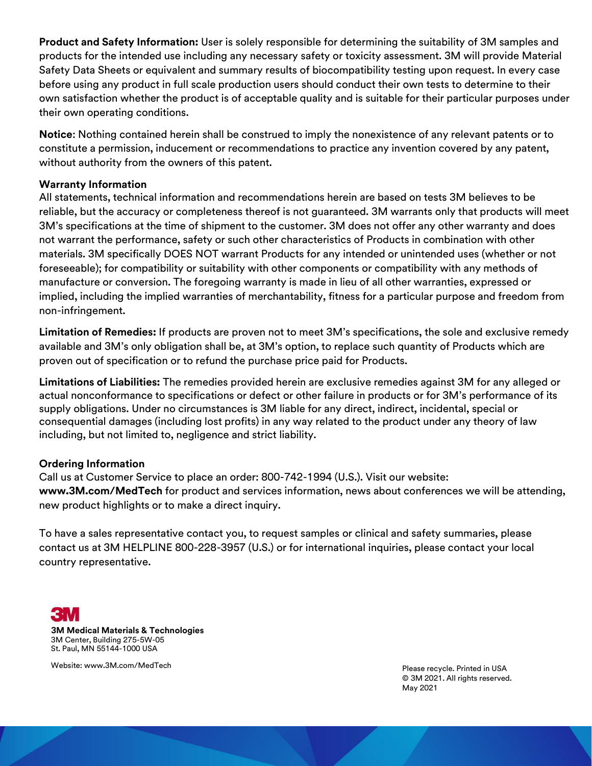**Product and Safety Information:** User is solely responsible for determining the suitability of 3M samples and products for the intended use including any necessary safety or toxicity assessment. 3M will provide Material Safety Data Sheets or equivalent and summary results of biocompatibility testing upon request. In every case before using any product in full scale production users should conduct their own tests to determine to their own satisfaction whether the product is of acceptable quality and is suitable for their particular purposes under their own operating conditions.

**Notice**: Nothing contained herein shall be construed to imply the nonexistence of any relevant patents or to constitute a permission, inducement or recommendations to practice any invention covered by any patent, without authority from the owners of this patent.

**Warranty Information**

All statements, technical information and recommendations herein are based on tests 3M believes to be reliable, but the accuracy or completeness thereof is not guaranteed. 3M warrants only that products will meet 3M's specifications at the time of shipment to the customer. 3M does not offer any other warranty and does not warrant the performance, safety or such other characteristics of Products in combination with other materials. 3M specifically DOES NOT warrant Products for any intended or unintended uses (whether or not foreseeable); for compatibility or suitability with other components or compatibility with any methods of manufacture or conversion. The foregoing warranty is made in lieu of all other warranties, expressed or implied, including the implied warranties of merchantability, fitness for a particular purpose and freedom from non-infringement.

**Limitation of Remedies:** If products are proven not to meet 3M's specifications, the sole and exclusive remedy available and 3M's only obligation shall be, at 3M's option, to replace such quantity of Products which are proven out of specification or to refund the purchase price paid for Products.

**Limitations of Liabilities:** The remedies provided herein are exclusive remedies against 3M for any alleged or actual nonconformance to specifications or defect or other failure in products or for 3M's performance of its supply obligations. Under no circumstances is 3M liable for any direct, indirect, incidental, special or consequential damages (including lost profits) in any way related to the product under any theory of law including, but not limited to, negligence and strict liability.

**Ordering Information**

Call us at Customer Service to place an order: 800-742-1994 (U.S.). Visit our website: **www.3M.com/MedTech** for product and services information, news about conferences we will be attending, new product highlights or to make a direct inquiry.

To have a sales representative contact you, to request samples or clinical and safety summaries, please contact us at 3M HELPLINE 800-228-3957 (U.S.) or for international inquiries, please contact your local country representative.

3M

**3M Medical Materials & Technologies**
3M Center, Building 275-5W-05
St. Paul, MN 55144-1000 USA

Website: www.3M.com/MedTech

Please recycle. Printed in USA
© 3M 2021. All rights reserved.
May 2021